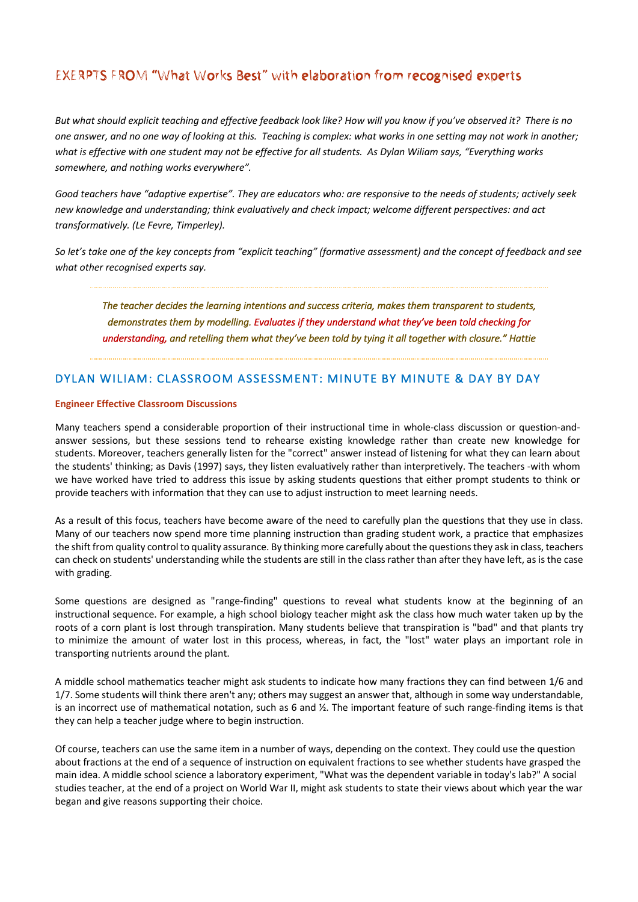# EXERPTS FROM "What Works Best" with elaboration from recognised experts

*But what should explicit teaching and effective feedback look like? How will you know if you've observed it? There is no one answer, and no one way of looking at this. Teaching is complex: what works in one setting may not work in another; what is effective with one student may not be effective for all students. As Dylan Wiliam says, "Everything works somewhere, and nothing works everywhere".*

*Good teachers have "adaptive expertise". They are educators who: are responsive to the needs of students; actively seek new knowledge and understanding; think evaluatively and check impact; welcome different perspectives: and act transformatively. (Le Fevre, Timperley).*

*So let's take one of the key concepts from "explicit teaching" (formative assessment) and the concept of feedback and see what other recognised experts say.*

> *The teacher decides the learning intentions and success criteria, makes them transparent to students, demonstrates them by modelling. Evaluates if they understand what they've been told checking for understanding, and retelling them what they've been told by tying it all together with closure." Hattie*

## DYLAN WILIAM: CLASSROOM ASSESSMENT: MINUTE BY MINUTE & DAY BY DAY

### Engineer Effective Classroom Discussions

Many teachers spend a considerable proportion of their instructional time in whole-class discussion or question-and-answer sessions, but these sessions tend to rehearse existing knowledge rather than create new knowledge for students. Moreover, teachers generally listen for the "correct" answer instead of listening for what they can learn about the students' thinking; as Davis (1997) says, they listen evaluatively rather than interpretively. The teachers -with whom we have worked have tried to address this issue by asking students questions that either prompt students to think or provide teachers with information that they can use to adjust instruction to meet learning needs.

As a result of this focus, teachers have become aware of the need to carefully plan the questions that they use in class. Many of our teachers now spend more time planning instruction than grading student work, a practice that emphasizes the shift from quality control to quality assurance. By thinking more carefully about the questions they ask in class, teachers can check on students' understanding while the students are still in the class rather than after they have left, as is the case with grading.

Some questions are designed as "range-finding" questions to reveal what students know at the beginning of an instructional sequence. For example, a high school biology teacher might ask the class how much water taken up by the roots of a corn plant is lost through transpiration. Many students believe that transpiration is "bad" and that plants try to minimize the amount of water lost in this process, whereas, in fact, the "lost" water plays an important role in transporting nutrients around the plant.

A middle school mathematics teacher might ask students to indicate how many fractions they can find between 1/6 and 1/7. Some students will think there aren't any; others may suggest an answer that, although in some way understandable, is an incorrect use of mathematical notation, such as 6 and ½. The important feature of such range-finding items is that they can help a teacher judge where to begin instruction.

Of course, teachers can use the same item in a number of ways, depending on the context. They could use the question about fractions at the end of a sequence of instruction on equivalent fractions to see whether students have grasped the main idea. A middle school science a laboratory experiment, "What was the dependent variable in today's lab?" A social studies teacher, at the end of a project on World War II, might ask students to state their views about which year the war began and give reasons supporting their choice.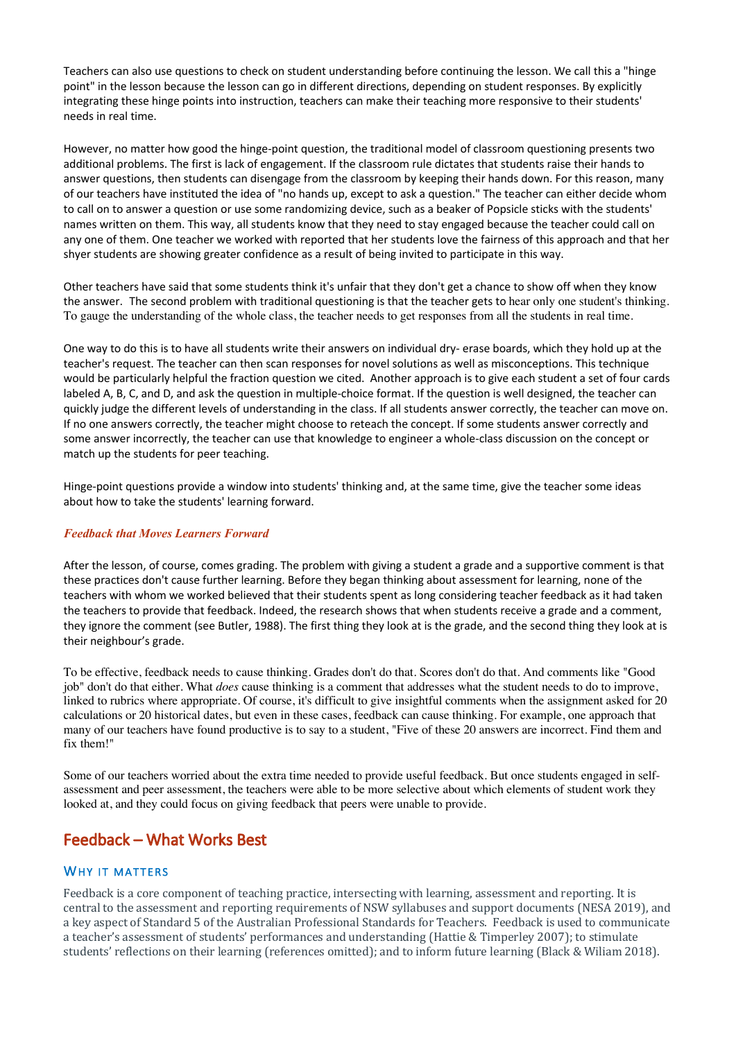Teachers can also use questions to check on student understanding before continuing the lesson. We call this a "hinge point" in the lesson because the lesson can go in different directions, depending on student responses. By explicitly integrating these hinge points into instruction, teachers can make their teaching more responsive to their students' needs in real time.

However, no matter how good the hinge-point question, the traditional model of classroom questioning presents two additional problems. The first is lack of engagement. If the classroom rule dictates that students raise their hands to answer questions, then students can disengage from the classroom by keeping their hands down. For this reason, many of our teachers have instituted the idea of "no hands up, except to ask a question." The teacher can either decide whom to call on to answer a question or use some randomizing device, such as a beaker of Popsicle sticks with the students' names written on them. This way, all students know that they need to stay engaged because the teacher could call on any one of them. One teacher we worked with reported that her students love the fairness of this approach and that her shyer students are showing greater confidence as a result of being invited to participate in this way.

Other teachers have said that some students think it's unfair that they don't get a chance to show off when they know the answer. The second problem with traditional questioning is that the teacher gets to hear only one student's thinking. To gauge the understanding of the whole class, the teacher needs to get responses from all the students in real time.

One way to do this is to have all students write their answers on individual dry- erase boards, which they hold up at the teacher's request. The teacher can then scan responses for novel solutions as well as misconceptions. This technique would be particularly helpful the fraction question we cited. Another approach is to give each student a set of four cards labeled A, B, C, and D, and ask the question in multiple-choice format. If the question is well designed, the teacher can quickly judge the different levels of understanding in the class. If all students answer correctly, the teacher can move on. If no one answers correctly, the teacher might choose to reteach the concept. If some students answer correctly and some answer incorrectly, the teacher can use that knowledge to engineer a whole-class discussion on the concept or match up the students for peer teaching.

Hinge-point questions provide a window into students' thinking and, at the same time, give the teacher some ideas about how to take the students' learning forward.

### *Feedback that Moves Learners Forward*

After the lesson, of course, comes grading. The problem with giving a student a grade and a supportive comment is that these practices don't cause further learning. Before they began thinking about assessment for learning, none of the teachers with whom we worked believed that their students spent as long considering teacher feedback as it had taken the teachers to provide that feedback. Indeed, the research shows that when students receive a grade and a comment, they ignore the comment (see Butler, 1988). The first thing they look at is the grade, and the second thing they look at is their neighbour's grade.

To be effective, feedback needs to cause thinking. Grades don't do that. Scores don't do that. And comments like "Good job" don't do that either. What *does* cause thinking is a comment that addresses what the student needs to do to improve, linked to rubrics where appropriate. Of course, it's difficult to give insightful comments when the assignment asked for 20 calculations or 20 historical dates, but even in these cases, feedback can cause thinking. For example, one approach that many of our teachers have found productive is to say to a student, "Five of these 20 answers are incorrect. Find them and fix them!"

Some of our teachers worried about the extra time needed to provide useful feedback. But once students engaged in self-assessment and peer assessment, the teachers were able to be more selective about which elements of student work they looked at, and they could focus on giving feedback that peers were unable to provide.

## Feedback – What Works Best

### Why it matters

Feedback is a core component of teaching practice, intersecting with learning, assessment and reporting. It is central to the assessment and reporting requirements of NSW syllabuses and support documents (NESA 2019), and a key aspect of Standard 5 of the Australian Professional Standards for Teachers. Feedback is used to communicate a teacher's assessment of students' performances and understanding (Hattie & Timperley 2007); to stimulate students' reflections on their learning (references omitted); and to inform future learning (Black & Wiliam 2018).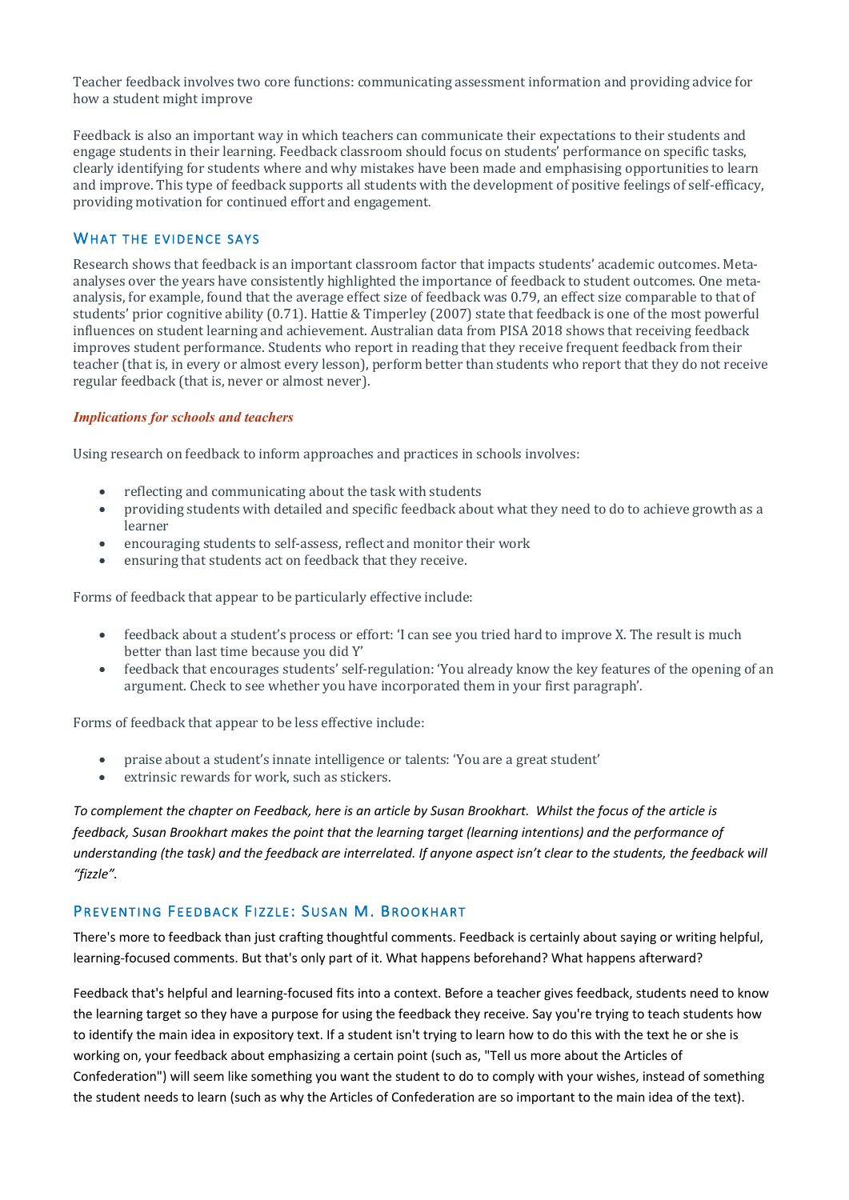Teacher feedback involves two core functions: communicating assessment information and providing advice for how a student might improve

Feedback is also an important way in which teachers can communicate their expectations to their students and engage students in their learning. Feedback classroom should focus on students' performance on specific tasks, clearly identifying for students where and why mistakes have been made and emphasising opportunities to learn and improve. This type of feedback supports all students with the development of positive feelings of self-efficacy, providing motivation for continued effort and engagement.

## What the evidence says

Research shows that feedback is an important classroom factor that impacts students' academic outcomes. Meta-analyses over the years have consistently highlighted the importance of feedback to student outcomes. One meta-analysis, for example, found that the average effect size of feedback was 0.79, an effect size comparable to that of students' prior cognitive ability (0.71). Hattie & Timperley (2007) state that feedback is one of the most powerful influences on student learning and achievement. Australian data from PISA 2018 shows that receiving feedback improves student performance. Students who report in reading that they receive frequent feedback from their teacher (that is, in every or almost every lesson), perform better than students who report that they do not receive regular feedback (that is, never or almost never).

### *Implications for schools and teachers*

Using research on feedback to inform approaches and practices in schools involves:

- reflecting and communicating about the task with students
- providing students with detailed and specific feedback about what they need to do to achieve growth as a learner
- encouraging students to self-assess, reflect and monitor their work
- ensuring that students act on feedback that they receive.

Forms of feedback that appear to be particularly effective include:

- feedback about a student's process or effort: 'I can see you tried hard to improve X. The result is much better than last time because you did Y'
- feedback that encourages students' self-regulation: 'You already know the key features of the opening of an argument. Check to see whether you have incorporated them in your first paragraph'.

Forms of feedback that appear to be less effective include:

- praise about a student's innate intelligence or talents: 'You are a great student'
- extrinsic rewards for work, such as stickers.

*To complement the chapter on Feedback, here is an article by Susan Brookhart. Whilst the focus of the article is feedback, Susan Brookhart makes the point that the learning target (learning intentions) and the performance of understanding (the task) and the feedback are interrelated. If anyone aspect isn't clear to the students, the feedback will "fizzle".*

## Preventing Feedback Fizzle: Susan M. Brookhart

There's more to feedback than just crafting thoughtful comments. Feedback is certainly about saying or writing helpful, learning-focused comments. But that's only part of it. What happens beforehand? What happens afterward?

Feedback that's helpful and learning-focused fits into a context. Before a teacher gives feedback, students need to know the learning target so they have a purpose for using the feedback they receive. Say you're trying to teach students how to identify the main idea in expository text. If a student isn't trying to learn how to do this with the text he or she is working on, your feedback about emphasizing a certain point (such as, "Tell us more about the Articles of Confederation") will seem like something you want the student to do to comply with your wishes, instead of something the student needs to learn (such as why the Articles of Confederation are so important to the main idea of the text).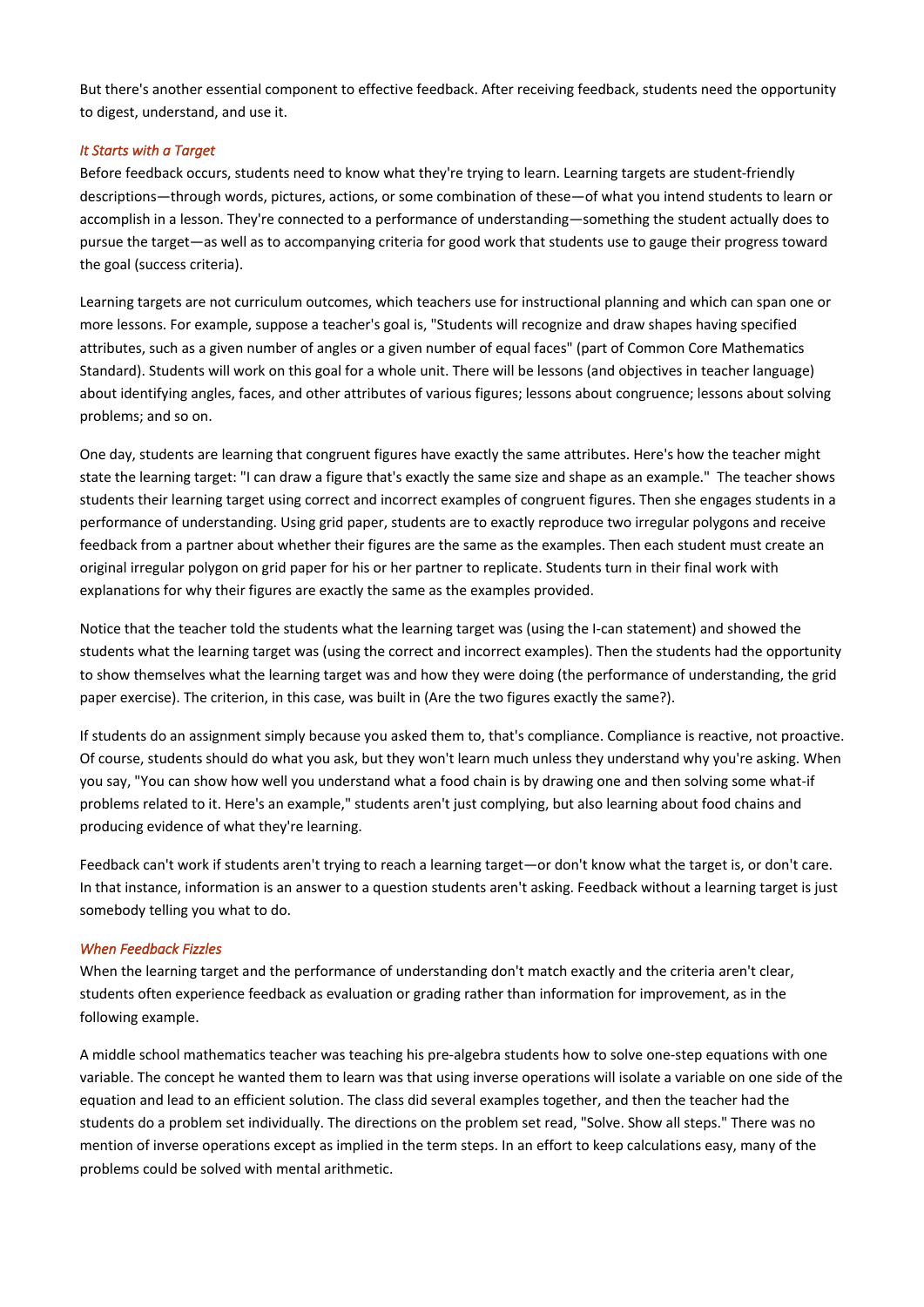But there's another essential component to effective feedback. After receiving feedback, students need the opportunity to digest, understand, and use it.

### *It Starts with a Target*

Before feedback occurs, students need to know what they're trying to learn. Learning targets are student-friendly descriptions—through words, pictures, actions, or some combination of these—of what you intend students to learn or accomplish in a lesson. They're connected to a performance of understanding—something the student actually does to pursue the target—as well as to accompanying criteria for good work that students use to gauge their progress toward the goal (success criteria).

Learning targets are not curriculum outcomes, which teachers use for instructional planning and which can span one or more lessons. For example, suppose a teacher's goal is, "Students will recognize and draw shapes having specified attributes, such as a given number of angles or a given number of equal faces" (part of Common Core Mathematics Standard). Students will work on this goal for a whole unit. There will be lessons (and objectives in teacher language) about identifying angles, faces, and other attributes of various figures; lessons about congruence; lessons about solving problems; and so on.

One day, students are learning that congruent figures have exactly the same attributes. Here's how the teacher might state the learning target: "I can draw a figure that's exactly the same size and shape as an example." The teacher shows students their learning target using correct and incorrect examples of congruent figures. Then she engages students in a performance of understanding. Using grid paper, students are to exactly reproduce two irregular polygons and receive feedback from a partner about whether their figures are the same as the examples. Then each student must create an original irregular polygon on grid paper for his or her partner to replicate. Students turn in their final work with explanations for why their figures are exactly the same as the examples provided.

Notice that the teacher told the students what the learning target was (using the I-can statement) and showed the students what the learning target was (using the correct and incorrect examples). Then the students had the opportunity to show themselves what the learning target was and how they were doing (the performance of understanding, the grid paper exercise). The criterion, in this case, was built in (Are the two figures exactly the same?).

If students do an assignment simply because you asked them to, that's compliance. Compliance is reactive, not proactive. Of course, students should do what you ask, but they won't learn much unless they understand why you're asking. When you say, "You can show how well you understand what a food chain is by drawing one and then solving some what-if problems related to it. Here's an example," students aren't just complying, but also learning about food chains and producing evidence of what they're learning.

Feedback can't work if students aren't trying to reach a learning target—or don't know what the target is, or don't care. In that instance, information is an answer to a question students aren't asking. Feedback without a learning target is just somebody telling you what to do.

### *When Feedback Fizzles*

When the learning target and the performance of understanding don't match exactly and the criteria aren't clear, students often experience feedback as evaluation or grading rather than information for improvement, as in the following example.

A middle school mathematics teacher was teaching his pre-algebra students how to solve one-step equations with one variable. The concept he wanted them to learn was that using inverse operations will isolate a variable on one side of the equation and lead to an efficient solution. The class did several examples together, and then the teacher had the students do a problem set individually. The directions on the problem set read, "Solve. Show all steps." There was no mention of inverse operations except as implied in the term steps. In an effort to keep calculations easy, many of the problems could be solved with mental arithmetic.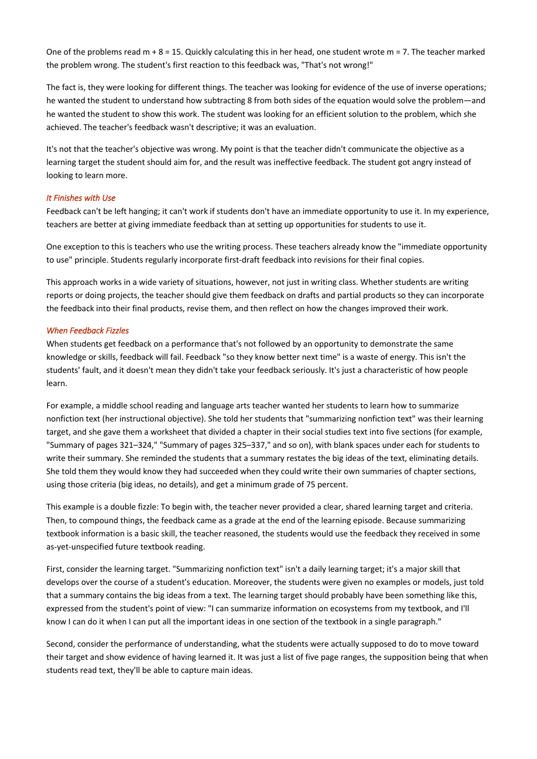One of the problems read $m + 8 = 15$. Quickly calculating this in her head, one student wrote $m = 7$. The teacher marked the problem wrong. The student's first reaction to this feedback was, "That's not wrong!"

The fact is, they were looking for different things. The teacher was looking for evidence of the use of inverse operations; he wanted the student to understand how subtracting 8 from both sides of the equation would solve the problem—and he wanted the student to show this work. The student was looking for an efficient solution to the problem, which she achieved. The teacher's feedback wasn't descriptive; it was an evaluation.

It's not that the teacher's objective was wrong. My point is that the teacher didn't communicate the objective as a learning target the student should aim for, and the result was ineffective feedback. The student got angry instead of looking to learn more.

### *It Finishes with Use*

Feedback can't be left hanging; it can't work if students don't have an immediate opportunity to use it. In my experience, teachers are better at giving immediate feedback than at setting up opportunities for students to use it.

One exception to this is teachers who use the writing process. These teachers already know the "immediate opportunity to use" principle. Students regularly incorporate first-draft feedback into revisions for their final copies.

This approach works in a wide variety of situations, however, not just in writing class. Whether students are writing reports or doing projects, the teacher should give them feedback on drafts and partial products so they can incorporate the feedback into their final products, revise them, and then reflect on how the changes improved their work.

### *When Feedback Fizzles*

When students get feedback on a performance that's not followed by an opportunity to demonstrate the same knowledge or skills, feedback will fail. Feedback "so they know better next time" is a waste of energy. This isn't the students' fault, and it doesn't mean they didn't take your feedback seriously. It's just a characteristic of how people learn.

For example, a middle school reading and language arts teacher wanted her students to learn how to summarize nonfiction text (her instructional objective). She told her students that "summarizing nonfiction text" was their learning target, and she gave them a worksheet that divided a chapter in their social studies text into five sections (for example, "Summary of pages 321–324," "Summary of pages 325–337," and so on), with blank spaces under each for students to write their summary. She reminded the students that a summary restates the big ideas of the text, eliminating details. She told them they would know they had succeeded when they could write their own summaries of chapter sections, using those criteria (big ideas, no details), and get a minimum grade of 75 percent.

This example is a double fizzle: To begin with, the teacher never provided a clear, shared learning target and criteria. Then, to compound things, the feedback came as a grade at the end of the learning episode. Because summarizing textbook information is a basic skill, the teacher reasoned, the students would use the feedback they received in some as-yet-unspecified future textbook reading.

First, consider the learning target. "Summarizing nonfiction text" isn't a daily learning target; it's a major skill that develops over the course of a student's education. Moreover, the students were given no examples or models, just told that a summary contains the big ideas from a text. The learning target should probably have been something like this, expressed from the student's point of view: "I can summarize information on ecosystems from my textbook, and I'll know I can do it when I can put all the important ideas in one section of the textbook in a single paragraph."

Second, consider the performance of understanding, what the students were actually supposed to do to move toward their target and show evidence of having learned it. It was just a list of five page ranges, the supposition being that when students read text, they'll be able to capture main ideas.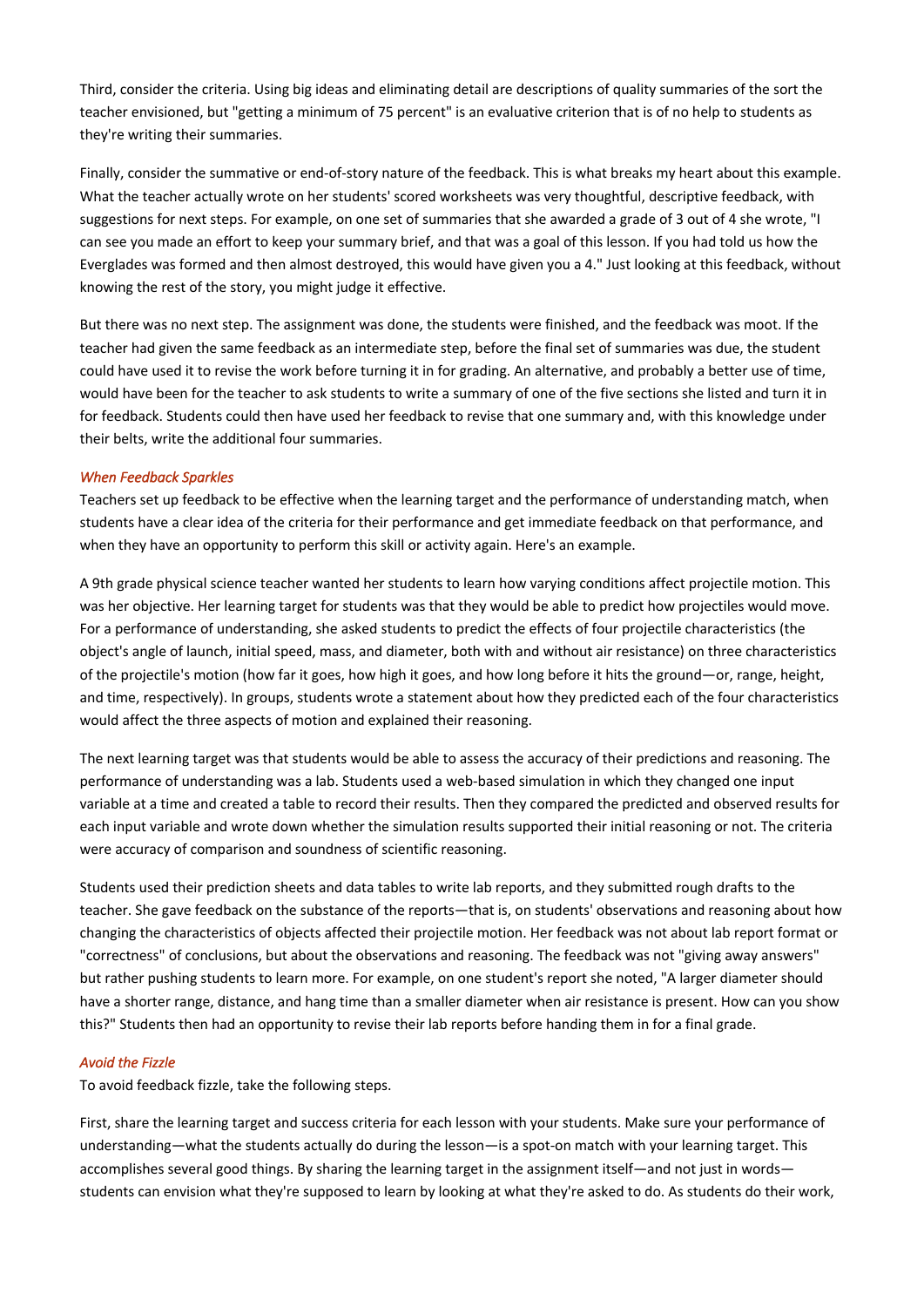Third, consider the criteria. Using big ideas and eliminating detail are descriptions of quality summaries of the sort the teacher envisioned, but "getting a minimum of 75 percent" is an evaluative criterion that is of no help to students as they're writing their summaries.

Finally, consider the summative or end-of-story nature of the feedback. This is what breaks my heart about this example. What the teacher actually wrote on her students' scored worksheets was very thoughtful, descriptive feedback, with suggestions for next steps. For example, on one set of summaries that she awarded a grade of 3 out of 4 she wrote, "I can see you made an effort to keep your summary brief, and that was a goal of this lesson. If you had told us how the Everglades was formed and then almost destroyed, this would have given you a 4." Just looking at this feedback, without knowing the rest of the story, you might judge it effective.

But there was no next step. The assignment was done, the students were finished, and the feedback was moot. If the teacher had given the same feedback as an intermediate step, before the final set of summaries was due, the student could have used it to revise the work before turning it in for grading. An alternative, and probably a better use of time, would have been for the teacher to ask students to write a summary of one of the five sections she listed and turn it in for feedback. Students could then have used her feedback to revise that one summary and, with this knowledge under their belts, write the additional four summaries.

### *When Feedback Sparkles*

Teachers set up feedback to be effective when the learning target and the performance of understanding match, when students have a clear idea of the criteria for their performance and get immediate feedback on that performance, and when they have an opportunity to perform this skill or activity again. Here's an example.

A 9th grade physical science teacher wanted her students to learn how varying conditions affect projectile motion. This was her objective. Her learning target for students was that they would be able to predict how projectiles would move. For a performance of understanding, she asked students to predict the effects of four projectile characteristics (the object's angle of launch, initial speed, mass, and diameter, both with and without air resistance) on three characteristics of the projectile's motion (how far it goes, how high it goes, and how long before it hits the ground—or, range, height, and time, respectively). In groups, students wrote a statement about how they predicted each of the four characteristics would affect the three aspects of motion and explained their reasoning.

The next learning target was that students would be able to assess the accuracy of their predictions and reasoning. The performance of understanding was a lab. Students used a web-based simulation in which they changed one input variable at a time and created a table to record their results. Then they compared the predicted and observed results for each input variable and wrote down whether the simulation results supported their initial reasoning or not. The criteria were accuracy of comparison and soundness of scientific reasoning.

Students used their prediction sheets and data tables to write lab reports, and they submitted rough drafts to the teacher. She gave feedback on the substance of the reports—that is, on students' observations and reasoning about how changing the characteristics of objects affected their projectile motion. Her feedback was not about lab report format or "correctness" of conclusions, but about the observations and reasoning. The feedback was not "giving away answers" but rather pushing students to learn more. For example, on one student's report she noted, "A larger diameter should have a shorter range, distance, and hang time than a smaller diameter when air resistance is present. How can you show this?" Students then had an opportunity to revise their lab reports before handing them in for a final grade.

### *Avoid the Fizzle*

To avoid feedback fizzle, take the following steps.

First, share the learning target and success criteria for each lesson with your students. Make sure your performance of understanding—what the students actually do during the lesson—is a spot-on match with your learning target. This accomplishes several good things. By sharing the learning target in the assignment itself—and not just in words—students can envision what they're supposed to learn by looking at what they're asked to do. As students do their work,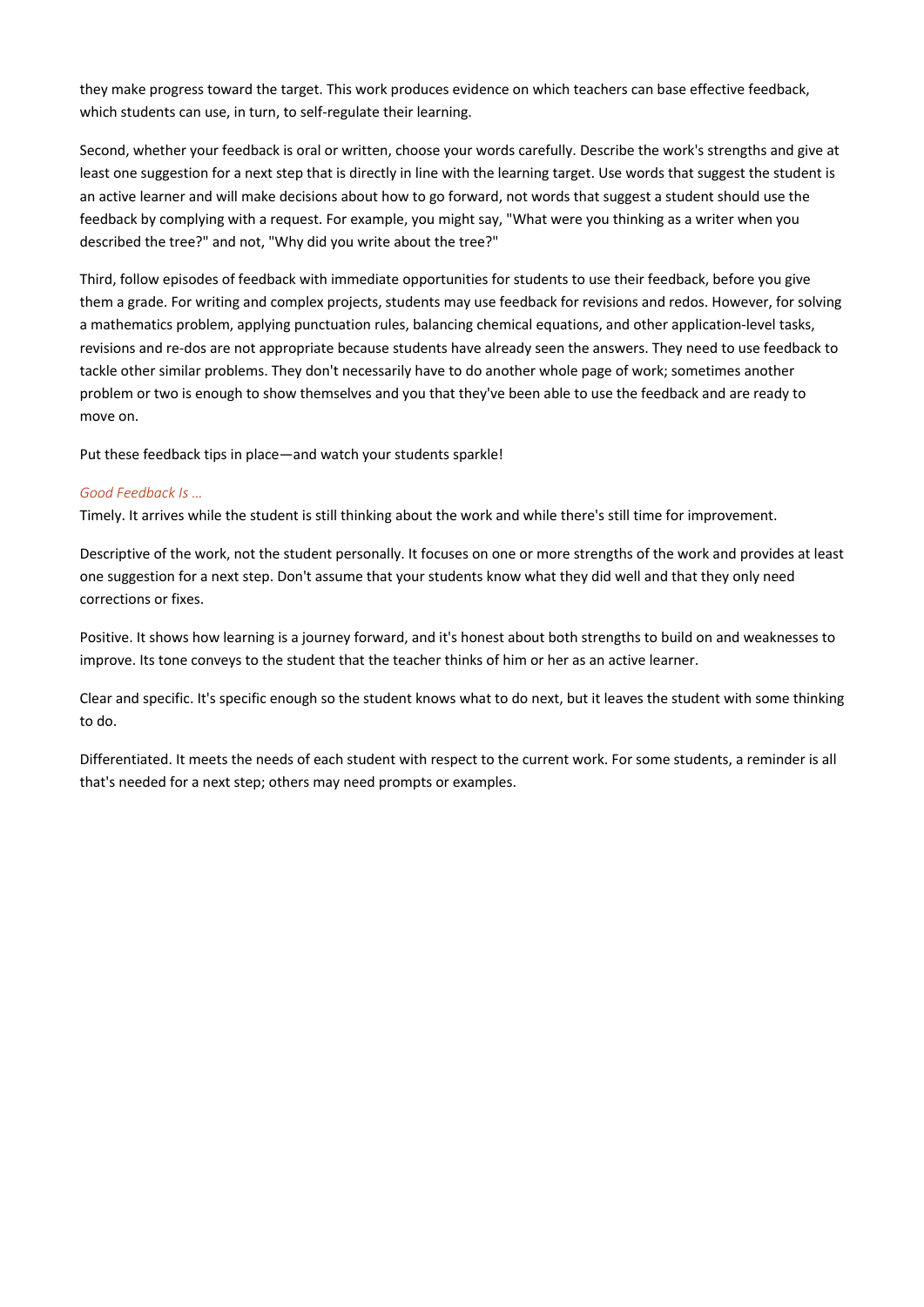they make progress toward the target. This work produces evidence on which teachers can base effective feedback, which students can use, in turn, to self-regulate their learning.

Second, whether your feedback is oral or written, choose your words carefully. Describe the work's strengths and give at least one suggestion for a next step that is directly in line with the learning target. Use words that suggest the student is an active learner and will make decisions about how to go forward, not words that suggest a student should use the feedback by complying with a request. For example, you might say, "What were you thinking as a writer when you described the tree?" and not, "Why did you write about the tree?"

Third, follow episodes of feedback with immediate opportunities for students to use their feedback, before you give them a grade. For writing and complex projects, students may use feedback for revisions and redos. However, for solving a mathematics problem, applying punctuation rules, balancing chemical equations, and other application-level tasks, revisions and re-dos are not appropriate because students have already seen the answers. They need to use feedback to tackle other similar problems. They don't necessarily have to do another whole page of work; sometimes another problem or two is enough to show themselves and you that they've been able to use the feedback and are ready to move on.

Put these feedback tips in place—and watch your students sparkle!

*Good Feedback Is …*

Timely. It arrives while the student is still thinking about the work and while there's still time for improvement.

Descriptive of the work, not the student personally. It focuses on one or more strengths of the work and provides at least one suggestion for a next step. Don't assume that your students know what they did well and that they only need corrections or fixes.

Positive. It shows how learning is a journey forward, and it's honest about both strengths to build on and weaknesses to improve. Its tone conveys to the student that the teacher thinks of him or her as an active learner.

Clear and specific. It's specific enough so the student knows what to do next, but it leaves the student with some thinking to do.

Differentiated. It meets the needs of each student with respect to the current work. For some students, a reminder is all that's needed for a next step; others may need prompts or examples.